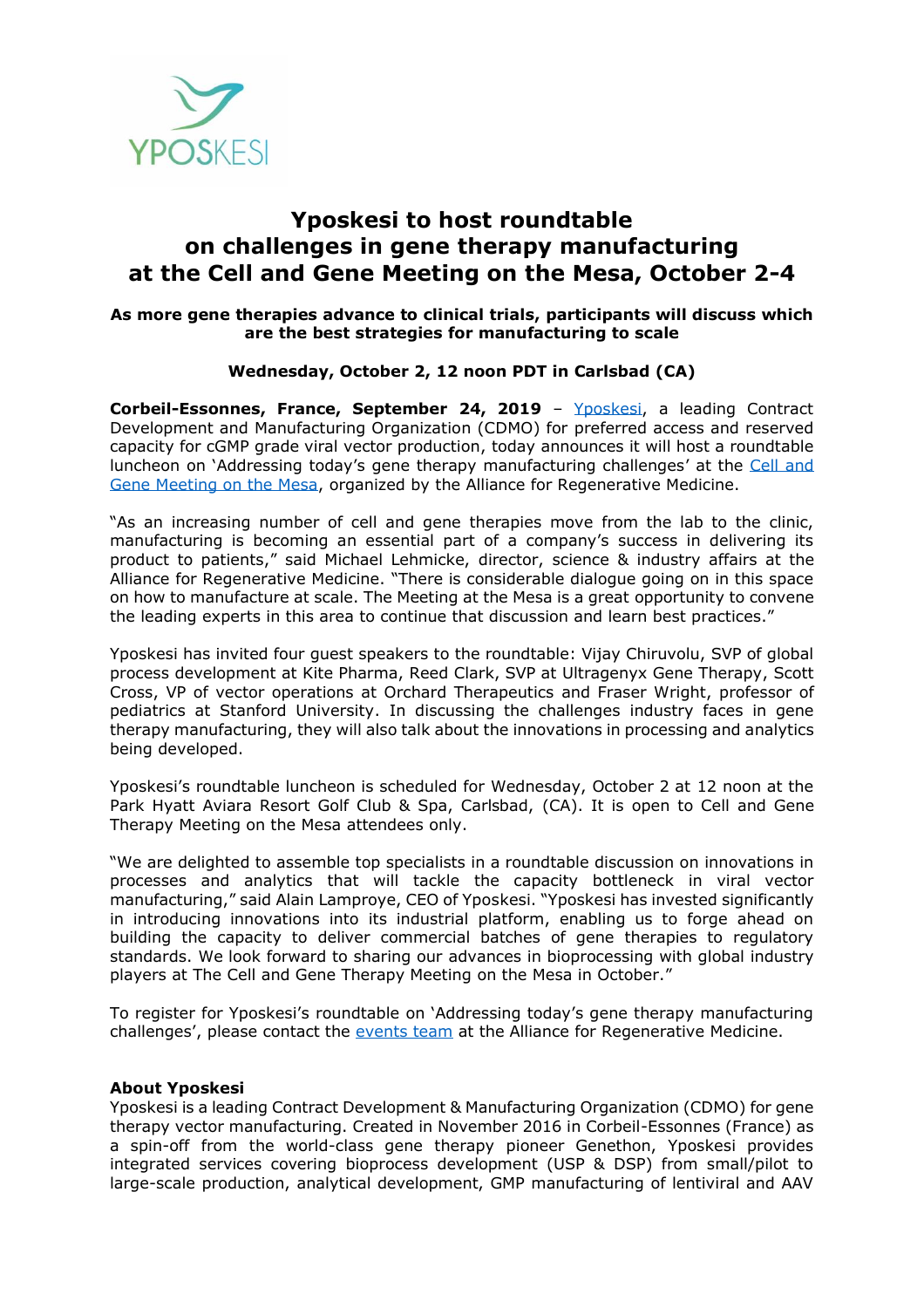YPOSKESI

# Yposkesi to host roundtable on challenges in gene therapy manufacturing at the Cell and Gene Meeting on the Mesa, October 2-4

**As more gene therapies advance to clinical trials, participants will discuss which are the best strategies for manufacturing to scale**

**Wednesday, October 2, 12 noon PDT in Carlsbad (CA)**

**Corbeil-Essonnes, France, September 24, 2019** – Yposkesi, a leading Contract Development and Manufacturing Organization (CDMO) for preferred access and reserved capacity for cGMP grade viral vector production, today announces it will host a roundtable luncheon on 'Addressing today's gene therapy manufacturing challenges' at the Cell and Gene Meeting on the Mesa, organized by the Alliance for Regenerative Medicine.

"As an increasing number of cell and gene therapies move from the lab to the clinic, manufacturing is becoming an essential part of a company's success in delivering its product to patients," said Michael Lehmicke, director, science & industry affairs at the Alliance for Regenerative Medicine. "There is considerable dialogue going on in this space on how to manufacture at scale. The Meeting at the Mesa is a great opportunity to convene the leading experts in this area to continue that discussion and learn best practices."

Yposkesi has invited four guest speakers to the roundtable: Vijay Chiruvolu, SVP of global process development at Kite Pharma, Reed Clark, SVP at Ultragenyx Gene Therapy, Scott Cross, VP of vector operations at Orchard Therapeutics and Fraser Wright, professor of pediatrics at Stanford University. In discussing the challenges industry faces in gene therapy manufacturing, they will also talk about the innovations in processing and analytics being developed.

Yposkesi's roundtable luncheon is scheduled for Wednesday, October 2 at 12 noon at the Park Hyatt Aviara Resort Golf Club & Spa, Carlsbad, (CA). It is open to Cell and Gene Therapy Meeting on the Mesa attendees only.

"We are delighted to assemble top specialists in a roundtable discussion on innovations in processes and analytics that will tackle the capacity bottleneck in viral vector manufacturing," said Alain Lamproye, CEO of Yposkesi. "Yposkesi has invested significantly in introducing innovations into its industrial platform, enabling us to forge ahead on building the capacity to deliver commercial batches of gene therapies to regulatory standards. We look forward to sharing our advances in bioprocessing with global industry players at The Cell and Gene Therapy Meeting on the Mesa in October."

To register for Yposkesi's roundtable on 'Addressing today's gene therapy manufacturing challenges', please contact the events team at the Alliance for Regenerative Medicine.

**About Yposkesi**

Yposkesi is a leading Contract Development & Manufacturing Organization (CDMO) for gene therapy vector manufacturing. Created in November 2016 in Corbeil-Essonnes (France) as a spin-off from the world-class gene therapy pioneer Genethon, Yposkesi provides integrated services covering bioprocess development (USP & DSP) from small/pilot to large-scale production, analytical development, GMP manufacturing of lentiviral and AAV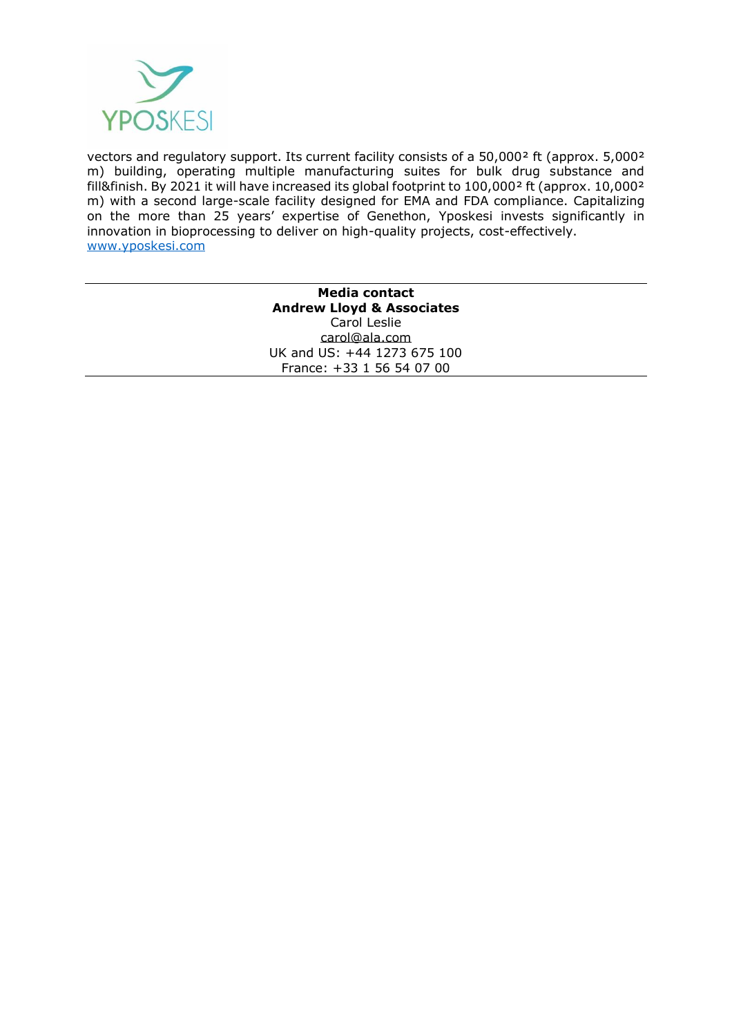vectors and regulatory support. Its current facility consists of a 50,000² ft (approx. 5,000² m) building, operating multiple manufacturing suites for bulk drug substance and fill&finish. By 2021 it will have increased its global footprint to 100,000² ft (approx. 10,000² m) with a second large-scale facility designed for EMA and FDA compliance. Capitalizing on the more than 25 years' expertise of Genethon, Yposkesi invests significantly in innovation in bioprocessing to deliver on high-quality projects, cost-effectively.
www.yposkesi.com

---

**Media contact**
**Andrew Lloyd & Associates**
Carol Leslie
carol@ala.com
UK and US: +44 1273 675 100
France: +33 1 56 54 07 00

---